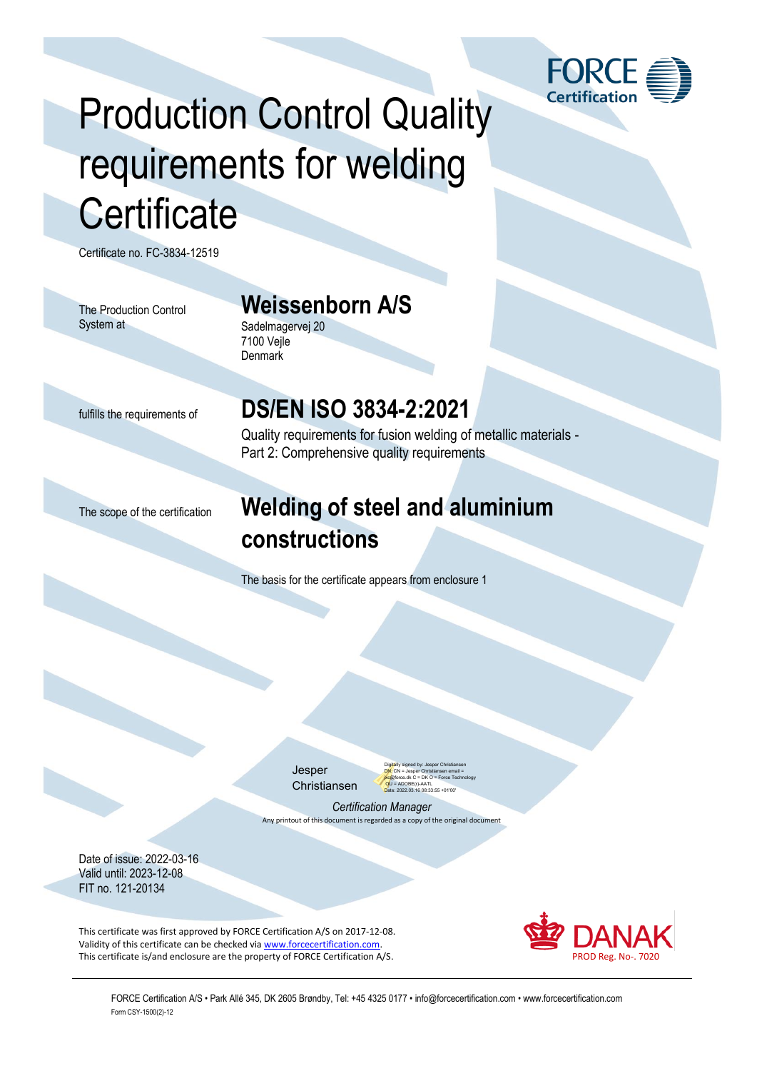FORCE Certification

# Production Control Quality requirements for welding Certificate

Certificate no. FC-3834-12519

The Production Control System at

## Weissenborn A/S

Sadelmagervej 20
7100 Vejle
Denmark

fulfills the requirements of

## DS/EN ISO 3834-2:2021

Quality requirements for fusion welding of metallic materials - Part 2: Comprehensive quality requirements

The scope of the certification

## Welding of steel and aluminium constructions

The basis for the certificate appears from enclosure 1

Jesper Christiansen

Digitally signed by: Jesper Christiansen
DN: CN = Jesper Christiansen email = jxc@force.dk C = DK O = Force Technology OU = ADOBE(r)-AATL
Date: 2022.03.16 08:33:55 +01'00'

*Certification Manager*

Any printout of this document is regarded as a copy of the original document

Date of issue: 2022-03-16
Valid until: 2023-12-08
FIT no. 121-20134

This certificate was first approved by FORCE Certification A/S on 2017-12-08.
Validity of this certificate can be checked via www.forcecertification.com.
This certificate is/and enclosure are the property of FORCE Certification A/S.

DANAK
PROD Reg. No-. 7020

FORCE Certification A/S • Park Allé 345, DK 2605 Brøndby, Tel: +45 4325 0177 • info@forcecertification.com • www.forcecertification.com
Form CSY-1500(2)-12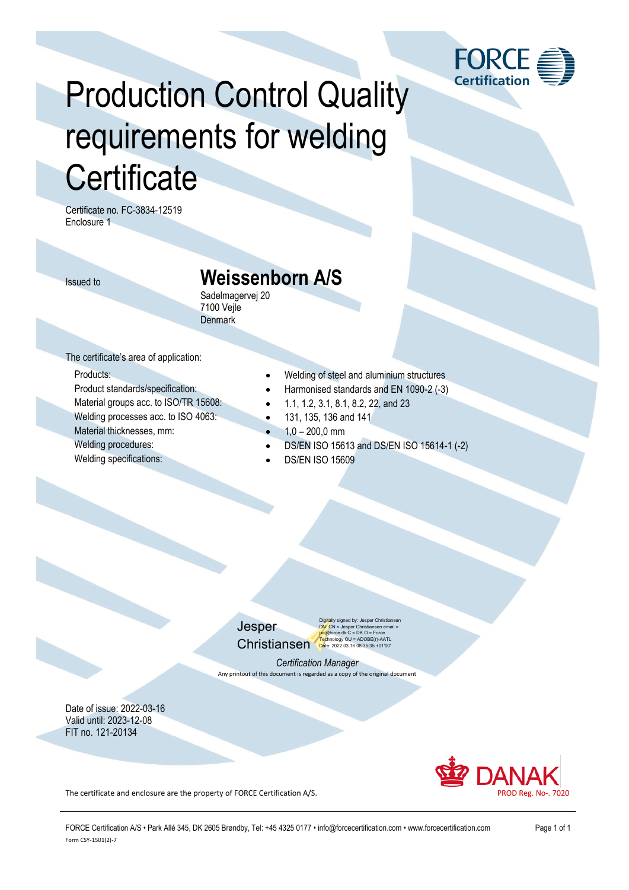# Production Control Quality requirements for welding Certificate

Certificate no. FC-3834-12519
Enclosure 1

Issued to

## Weissenborn A/S

Sadelmagervej 20
7100 Vejle
Denmark

The certificate's area of application:

| | |
|---|---|
| Products: | • Welding of steel and aluminium structures |
| Product standards/specification: | • Harmonised standards and EN 1090-2 (-3) |
| Material groups acc. to ISO/TR 15608: | • 1.1, 1.2, 3.1, 8.1, 8.2, 22, and 23 |
| Welding processes acc. to ISO 4063: | • 131, 135, 136 and 141 |
| Material thicknesses, mm: | • 1,0 – 200,0 mm |
| Welding procedures: | • DS/EN ISO 15613 and DS/EN ISO 15614-1 (-2) |
| Welding specifications: | • DS/EN ISO 15609 |

Jesper Christiansen

Digitally signed by: Jesper Christiansen
DN: CN = Jesper Christiansen email = jxc@force.dk C = DK O = Force Technology OU = ADOBE(r)-AATL
Date: 2022.03.16 08:35:35 +01'00'

*Certification Manager*

Any printout of this document is regarded as a copy of the original document

Date of issue: 2022-03-16
Valid until: 2023-12-08
FIT no. 121-20134

DANAK
PROD Reg. No-. 7020

The certificate and enclosure are the property of FORCE Certification A/S.

FORCE Certification A/S • Park Allé 345, DK 2605 Brøndby, Tel: +45 4325 0177 • info@forcecertification.com • www.forcecertification.com

Form CSY-1501(2)-7